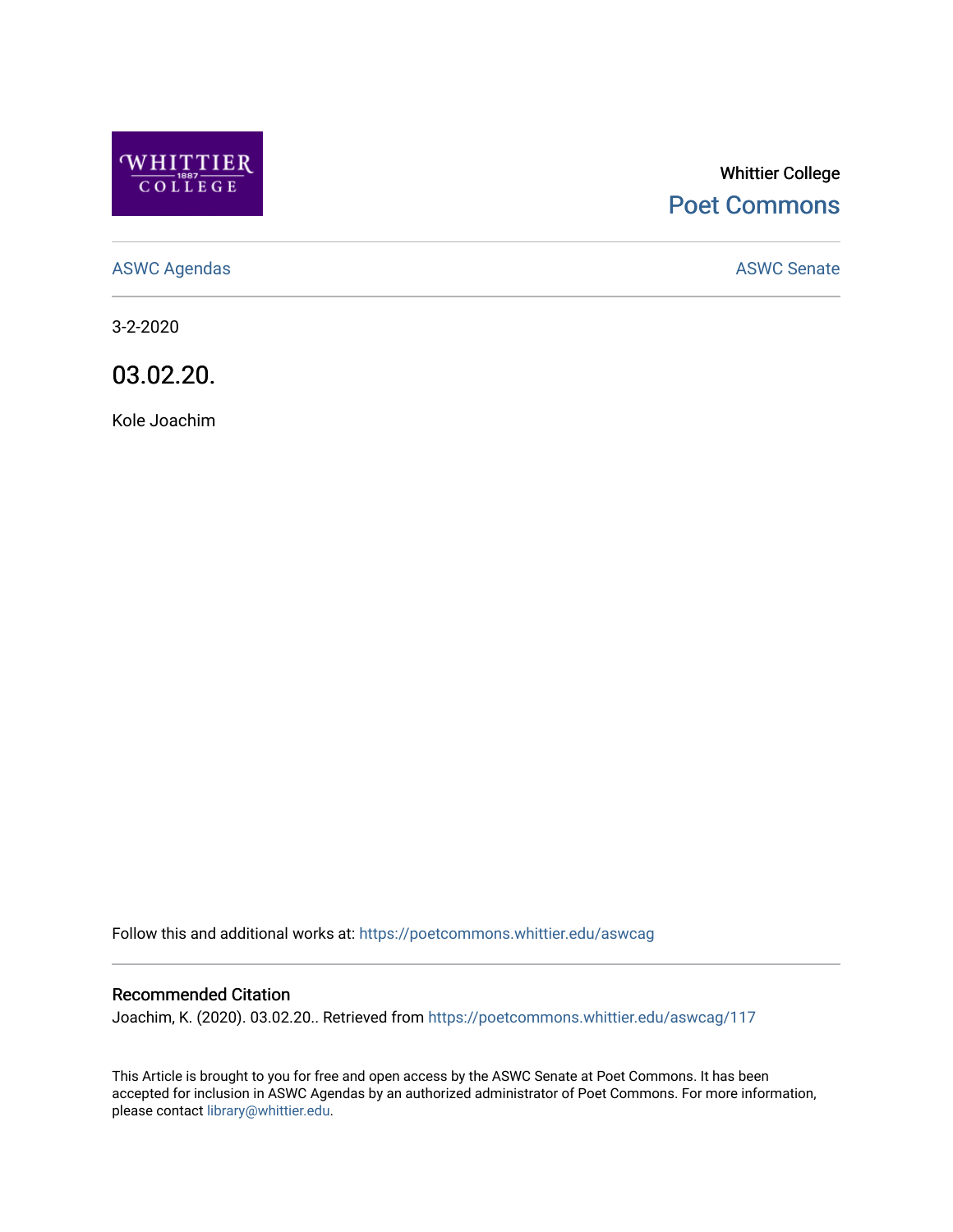Whittier College

Poet Commons

ASWC Agendas

ASWC Senate

3-2-2020

# 03.02.20.

Kole Joachim

Follow this and additional works at: https://poetcommons.whittier.edu/aswcag

## Recommended Citation

Joachim, K. (2020). 03.02.20.. Retrieved from https://poetcommons.whittier.edu/aswcag/117

This Article is brought to you for free and open access by the ASWC Senate at Poet Commons. It has been accepted for inclusion in ASWC Agendas by an authorized administrator of Poet Commons. For more information, please contact library@whittier.edu.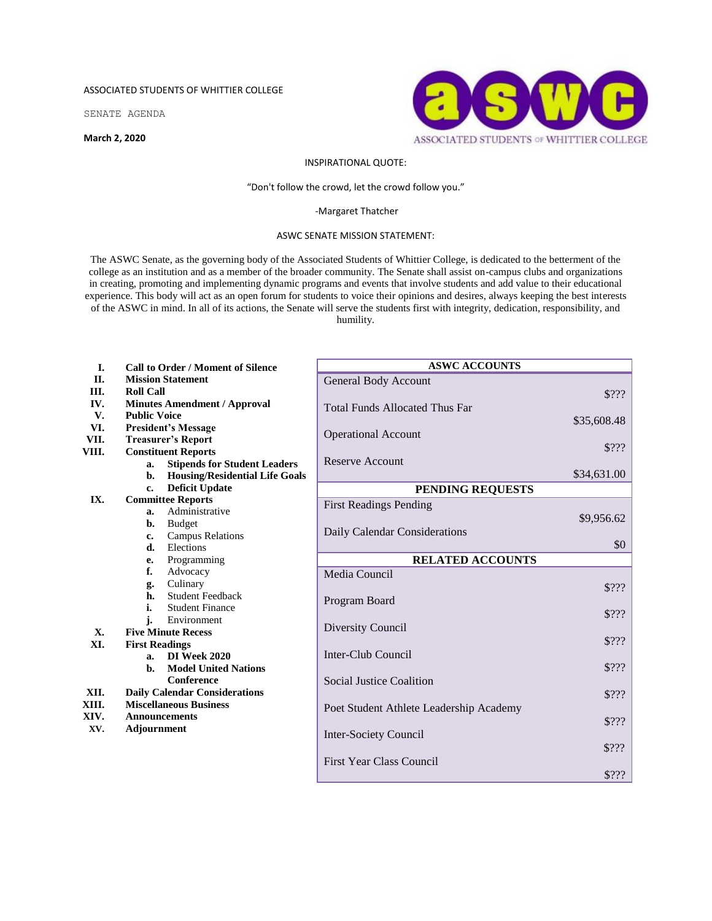ASSOCIATED STUDENTS OF WHITTIER COLLEGE

SENATE AGENDA

**March 2, 2020**

INSPIRATIONAL QUOTE:

"Don't follow the crowd, let the crowd follow you."

-Margaret Thatcher

ASWC SENATE MISSION STATEMENT:

The ASWC Senate, as the governing body of the Associated Students of Whittier College, is dedicated to the betterment of the college as an institution and as a member of the broader community. The Senate shall assist on-campus clubs and organizations in creating, promoting and implementing dynamic programs and events that involve students and add value to their educational experience. This body will act as an open forum for students to voice their opinions and desires, always keeping the best interests of the ASWC in mind. In all of its actions, the Senate will serve the students first with integrity, dedication, responsibility, and humility.

- **I. Call to Order / Moment of Silence**
- **II. Mission Statement**
- **III. Roll Call**
- **IV. Minutes Amendment / Approval**
- **V. Public Voice**
- **VI. President's Message**
- **VII. Treasurer's Report**
- **VIII. Constituent Reports**
  - **a. Stipends for Student Leaders**
  - **b. Housing/Residential Life Goals**
  - **c. Deficit Update**
- **IX. Committee Reports**
  - **a.** Administrative
  - **b.** Budget
  - **c.** Campus Relations
  - **d.** Elections
  - **e.** Programming
  - **f.** Advocacy
  - **g.** Culinary
  - **h.** Student Feedback
  - **i.** Student Finance
  - **j.** Environment
- **X. Five Minute Recess**
- **XI. First Readings**
  - **a. DI Week 2020**
  - **b. Model United Nations Conference**
- **XII. Daily Calendar Considerations**
- **XIII. Miscellaneous Business**
- **XIV. Announcements**
- **XV. Adjournment**

| **ASWC ACCOUNTS** | |
|---|---|
| General Body Account | $??? |
| Total Funds Allocated Thus Far | $35,608.48 |
| Operational Account | $??? |
| Reserve Account | $34,631.00 |
| **PENDING REQUESTS** | |
| First Readings Pending | $9,956.62 |
| Daily Calendar Considerations | $0 |
| **RELATED ACCOUNTS** | |
| Media Council | $??? |
| Program Board | $??? |
| Diversity Council | $??? |
| Inter-Club Council | $??? |
| Social Justice Coalition | $??? |
| Poet Student Athlete Leadership Academy | $??? |
| Inter-Society Council | $??? |
| First Year Class Council | $??? |